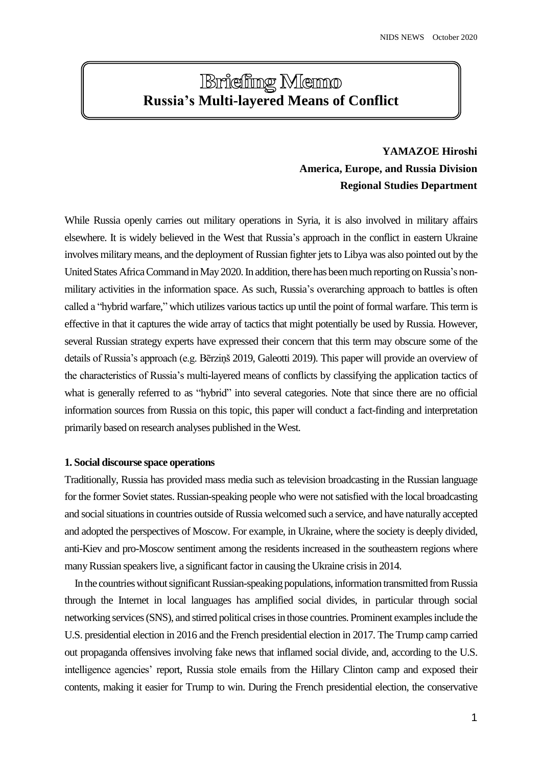# Briefing Memo
## Russia's Multi-layered Means of Conflict

**YAMAZOE Hiroshi**
**America, Europe, and Russia Division**
**Regional Studies Department**

While Russia openly carries out military operations in Syria, it is also involved in military affairs elsewhere. It is widely believed in the West that Russia's approach in the conflict in eastern Ukraine involves military means, and the deployment of Russian fighter jets to Libya was also pointed out by the United States Africa Command in May 2020. In addition, there has been much reporting on Russia's non-military activities in the information space. As such, Russia's overarching approach to battles is often called a "hybrid warfare," which utilizes various tactics up until the point of formal warfare. This term is effective in that it captures the wide array of tactics that might potentially be used by Russia. However, several Russian strategy experts have expressed their concern that this term may obscure some of the details of Russia's approach (e.g. Bērziņš 2019, Galeotti 2019). This paper will provide an overview of the characteristics of Russia's multi-layered means of conflicts by classifying the application tactics of what is generally referred to as "hybrid" into several categories. Note that since there are no official information sources from Russia on this topic, this paper will conduct a fact-finding and interpretation primarily based on research analyses published in the West.

### 1. Social discourse space operations

Traditionally, Russia has provided mass media such as television broadcasting in the Russian language for the former Soviet states. Russian-speaking people who were not satisfied with the local broadcasting and social situations in countries outside of Russia welcomed such a service, and have naturally accepted and adopted the perspectives of Moscow. For example, in Ukraine, where the society is deeply divided, anti-Kiev and pro-Moscow sentiment among the residents increased in the southeastern regions where many Russian speakers live, a significant factor in causing the Ukraine crisis in 2014.

In the countries without significant Russian-speaking populations, information transmitted from Russia through the Internet in local languages has amplified social divides, in particular through social networking services (SNS), and stirred political crises in those countries. Prominent examples include the U.S. presidential election in 2016 and the French presidential election in 2017. The Trump camp carried out propaganda offensives involving fake news that inflamed social divide, and, according to the U.S. intelligence agencies' report, Russia stole emails from the Hillary Clinton camp and exposed their contents, making it easier for Trump to win. During the French presidential election, the conservative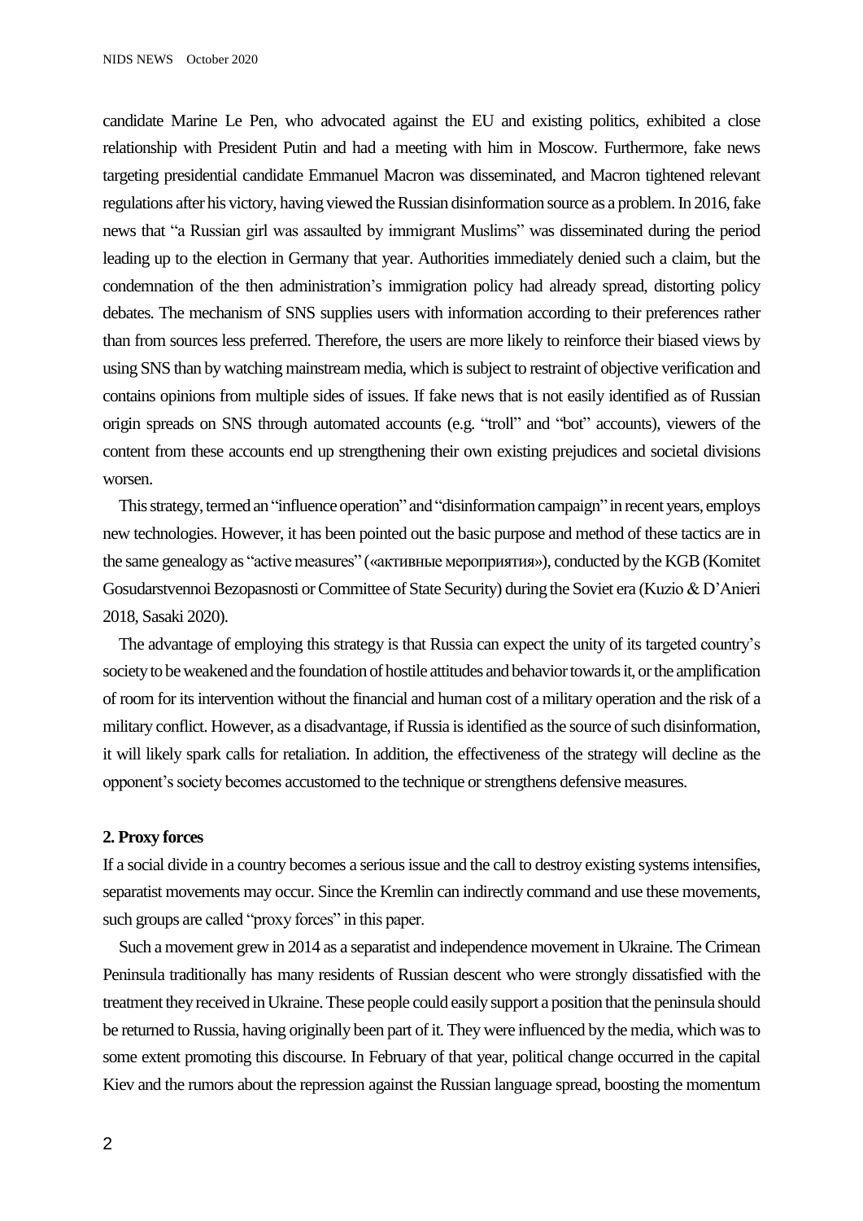candidate Marine Le Pen, who advocated against the EU and existing politics, exhibited a close relationship with President Putin and had a meeting with him in Moscow. Furthermore, fake news targeting presidential candidate Emmanuel Macron was disseminated, and Macron tightened relevant regulations after his victory, having viewed the Russian disinformation source as a problem. In 2016, fake news that "a Russian girl was assaulted by immigrant Muslims" was disseminated during the period leading up to the election in Germany that year. Authorities immediately denied such a claim, but the condemnation of the then administration's immigration policy had already spread, distorting policy debates. The mechanism of SNS supplies users with information according to their preferences rather than from sources less preferred. Therefore, the users are more likely to reinforce their biased views by using SNS than by watching mainstream media, which is subject to restraint of objective verification and contains opinions from multiple sides of issues. If fake news that is not easily identified as of Russian origin spreads on SNS through automated accounts (e.g. "troll" and "bot" accounts), viewers of the content from these accounts end up strengthening their own existing prejudices and societal divisions worsen.

This strategy, termed an "influence operation" and "disinformation campaign" in recent years, employs new technologies. However, it has been pointed out the basic purpose and method of these tactics are in the same genealogy as "active measures" («активные мероприятия»), conducted by the KGB (Komitet Gosudarstvennoi Bezopasnosti or Committee of State Security) during the Soviet era (Kuzio & D'Anieri 2018, Sasaki 2020).

The advantage of employing this strategy is that Russia can expect the unity of its targeted country's society to be weakened and the foundation of hostile attitudes and behavior towards it, or the amplification of room for its intervention without the financial and human cost of a military operation and the risk of a military conflict. However, as a disadvantage, if Russia is identified as the source of such disinformation, it will likely spark calls for retaliation. In addition, the effectiveness of the strategy will decline as the opponent's society becomes accustomed to the technique or strengthens defensive measures.

**2. Proxy forces**

If a social divide in a country becomes a serious issue and the call to destroy existing systems intensifies, separatist movements may occur. Since the Kremlin can indirectly command and use these movements, such groups are called "proxy forces" in this paper.

Such a movement grew in 2014 as a separatist and independence movement in Ukraine. The Crimean Peninsula traditionally has many residents of Russian descent who were strongly dissatisfied with the treatment they received in Ukraine. These people could easily support a position that the peninsula should be returned to Russia, having originally been part of it. They were influenced by the media, which was to some extent promoting this discourse. In February of that year, political change occurred in the capital Kiev and the rumors about the repression against the Russian language spread, boosting the momentum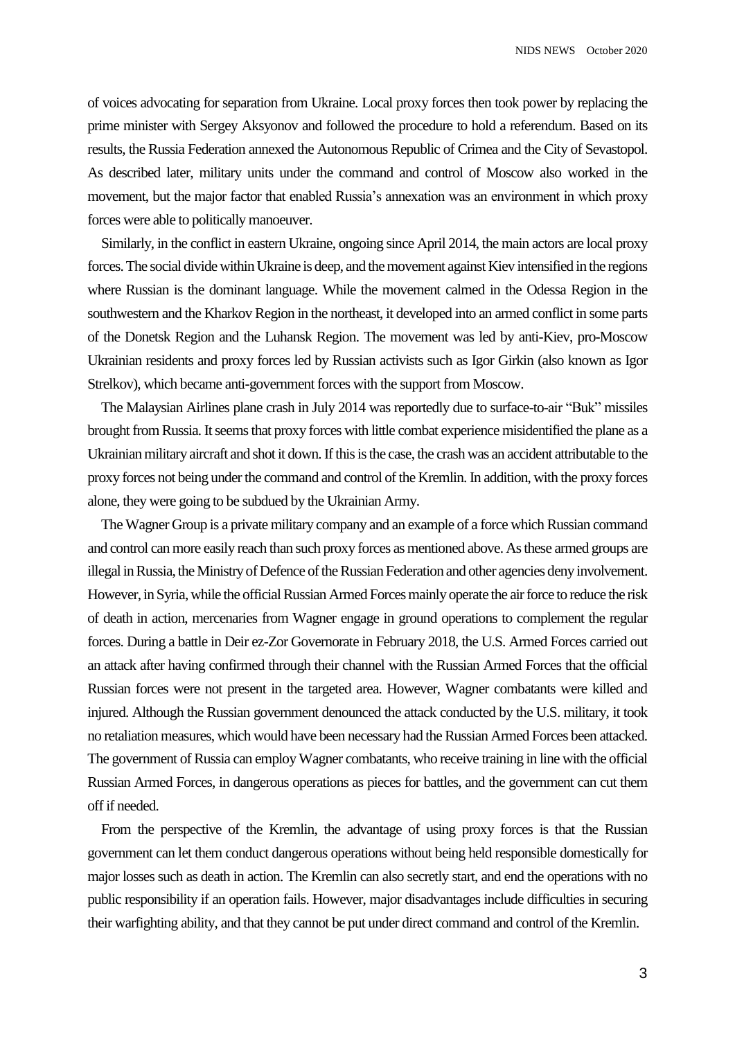of voices advocating for separation from Ukraine. Local proxy forces then took power by replacing the prime minister with Sergey Aksyonov and followed the procedure to hold a referendum. Based on its results, the Russia Federation annexed the Autonomous Republic of Crimea and the City of Sevastopol. As described later, military units under the command and control of Moscow also worked in the movement, but the major factor that enabled Russia's annexation was an environment in which proxy forces were able to politically manoeuver.

Similarly, in the conflict in eastern Ukraine, ongoing since April 2014, the main actors are local proxy forces. The social divide within Ukraine is deep, and the movement against Kiev intensified in the regions where Russian is the dominant language. While the movement calmed in the Odessa Region in the southwestern and the Kharkov Region in the northeast, it developed into an armed conflict in some parts of the Donetsk Region and the Luhansk Region. The movement was led by anti-Kiev, pro-Moscow Ukrainian residents and proxy forces led by Russian activists such as Igor Girkin (also known as Igor Strelkov), which became anti-government forces with the support from Moscow.

The Malaysian Airlines plane crash in July 2014 was reportedly due to surface-to-air "Buk" missiles brought from Russia. It seems that proxy forces with little combat experience misidentified the plane as a Ukrainian military aircraft and shot it down. If this is the case, the crash was an accident attributable to the proxy forces not being under the command and control of the Kremlin. In addition, with the proxy forces alone, they were going to be subdued by the Ukrainian Army.

The Wagner Group is a private military company and an example of a force which Russian command and control can more easily reach than such proxy forces as mentioned above. As these armed groups are illegal in Russia, the Ministry of Defence of the Russian Federation and other agencies deny involvement. However, in Syria, while the official Russian Armed Forces mainly operate the air force to reduce the risk of death in action, mercenaries from Wagner engage in ground operations to complement the regular forces. During a battle in Deir ez-Zor Governorate in February 2018, the U.S. Armed Forces carried out an attack after having confirmed through their channel with the Russian Armed Forces that the official Russian forces were not present in the targeted area. However, Wagner combatants were killed and injured. Although the Russian government denounced the attack conducted by the U.S. military, it took no retaliation measures, which would have been necessary had the Russian Armed Forces been attacked. The government of Russia can employ Wagner combatants, who receive training in line with the official Russian Armed Forces, in dangerous operations as pieces for battles, and the government can cut them off if needed.

From the perspective of the Kremlin, the advantage of using proxy forces is that the Russian government can let them conduct dangerous operations without being held responsible domestically for major losses such as death in action. The Kremlin can also secretly start, and end the operations with no public responsibility if an operation fails. However, major disadvantages include difficulties in securing their warfighting ability, and that they cannot be put under direct command and control of the Kremlin.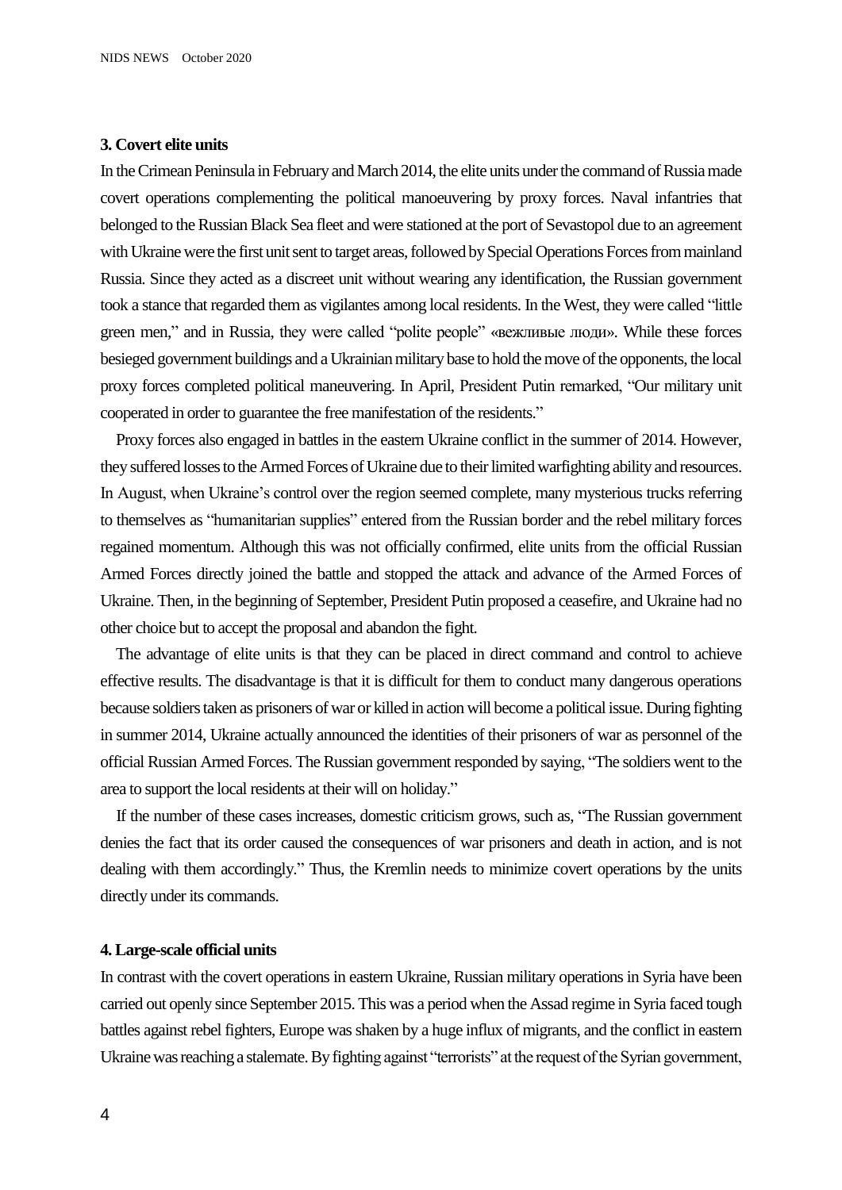### 3. Covert elite units

In the Crimean Peninsula in February and March 2014, the elite units under the command of Russia made covert operations complementing the political manoeuvering by proxy forces. Naval infantries that belonged to the Russian Black Sea fleet and were stationed at the port of Sevastopol due to an agreement with Ukraine were the first unit sent to target areas, followed by Special Operations Forces from mainland Russia. Since they acted as a discreet unit without wearing any identification, the Russian government took a stance that regarded them as vigilantes among local residents. In the West, they were called "little green men," and in Russia, they were called "polite people" «вежливые люди». While these forces besieged government buildings and a Ukrainian military base to hold the move of the opponents, the local proxy forces completed political maneuvering. In April, President Putin remarked, "Our military unit cooperated in order to guarantee the free manifestation of the residents."

Proxy forces also engaged in battles in the eastern Ukraine conflict in the summer of 2014. However, they suffered losses to the Armed Forces of Ukraine due to their limited warfighting ability and resources. In August, when Ukraine's control over the region seemed complete, many mysterious trucks referring to themselves as "humanitarian supplies" entered from the Russian border and the rebel military forces regained momentum. Although this was not officially confirmed, elite units from the official Russian Armed Forces directly joined the battle and stopped the attack and advance of the Armed Forces of Ukraine. Then, in the beginning of September, President Putin proposed a ceasefire, and Ukraine had no other choice but to accept the proposal and abandon the fight.

The advantage of elite units is that they can be placed in direct command and control to achieve effective results. The disadvantage is that it is difficult for them to conduct many dangerous operations because soldiers taken as prisoners of war or killed in action will become a political issue. During fighting in summer 2014, Ukraine actually announced the identities of their prisoners of war as personnel of the official Russian Armed Forces. The Russian government responded by saying, "The soldiers went to the area to support the local residents at their will on holiday."

If the number of these cases increases, domestic criticism grows, such as, "The Russian government denies the fact that its order caused the consequences of war prisoners and death in action, and is not dealing with them accordingly." Thus, the Kremlin needs to minimize covert operations by the units directly under its commands.

### 4. Large-scale official units

In contrast with the covert operations in eastern Ukraine, Russian military operations in Syria have been carried out openly since September 2015. This was a period when the Assad regime in Syria faced tough battles against rebel fighters, Europe was shaken by a huge influx of migrants, and the conflict in eastern Ukraine was reaching a stalemate. By fighting against "terrorists" at the request of the Syrian government,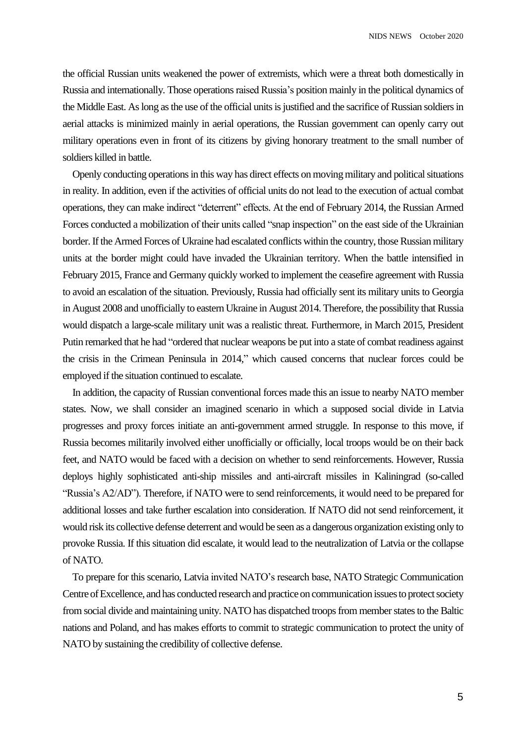the official Russian units weakened the power of extremists, which were a threat both domestically in Russia and internationally. Those operations raised Russia's position mainly in the political dynamics of the Middle East. As long as the use of the official units is justified and the sacrifice of Russian soldiers in aerial attacks is minimized mainly in aerial operations, the Russian government can openly carry out military operations even in front of its citizens by giving honorary treatment to the small number of soldiers killed in battle.

Openly conducting operations in this way has direct effects on moving military and political situations in reality. In addition, even if the activities of official units do not lead to the execution of actual combat operations, they can make indirect "deterrent" effects. At the end of February 2014, the Russian Armed Forces conducted a mobilization of their units called "snap inspection" on the east side of the Ukrainian border. If the Armed Forces of Ukraine had escalated conflicts within the country, those Russian military units at the border might could have invaded the Ukrainian territory. When the battle intensified in February 2015, France and Germany quickly worked to implement the ceasefire agreement with Russia to avoid an escalation of the situation. Previously, Russia had officially sent its military units to Georgia in August 2008 and unofficially to eastern Ukraine in August 2014. Therefore, the possibility that Russia would dispatch a large-scale military unit was a realistic threat. Furthermore, in March 2015, President Putin remarked that he had "ordered that nuclear weapons be put into a state of combat readiness against the crisis in the Crimean Peninsula in 2014," which caused concerns that nuclear forces could be employed if the situation continued to escalate.

In addition, the capacity of Russian conventional forces made this an issue to nearby NATO member states. Now, we shall consider an imagined scenario in which a supposed social divide in Latvia progresses and proxy forces initiate an anti-government armed struggle. In response to this move, if Russia becomes militarily involved either unofficially or officially, local troops would be on their back feet, and NATO would be faced with a decision on whether to send reinforcements. However, Russia deploys highly sophisticated anti-ship missiles and anti-aircraft missiles in Kaliningrad (so-called "Russia's A2/AD"). Therefore, if NATO were to send reinforcements, it would need to be prepared for additional losses and take further escalation into consideration. If NATO did not send reinforcement, it would risk its collective defense deterrent and would be seen as a dangerous organization existing only to provoke Russia. If this situation did escalate, it would lead to the neutralization of Latvia or the collapse of NATO.

To prepare for this scenario, Latvia invited NATO's research base, NATO Strategic Communication Centre of Excellence, and has conducted research and practice on communication issues to protect society from social divide and maintaining unity. NATO has dispatched troops from member states to the Baltic nations and Poland, and has makes efforts to commit to strategic communication to protect the unity of NATO by sustaining the credibility of collective defense.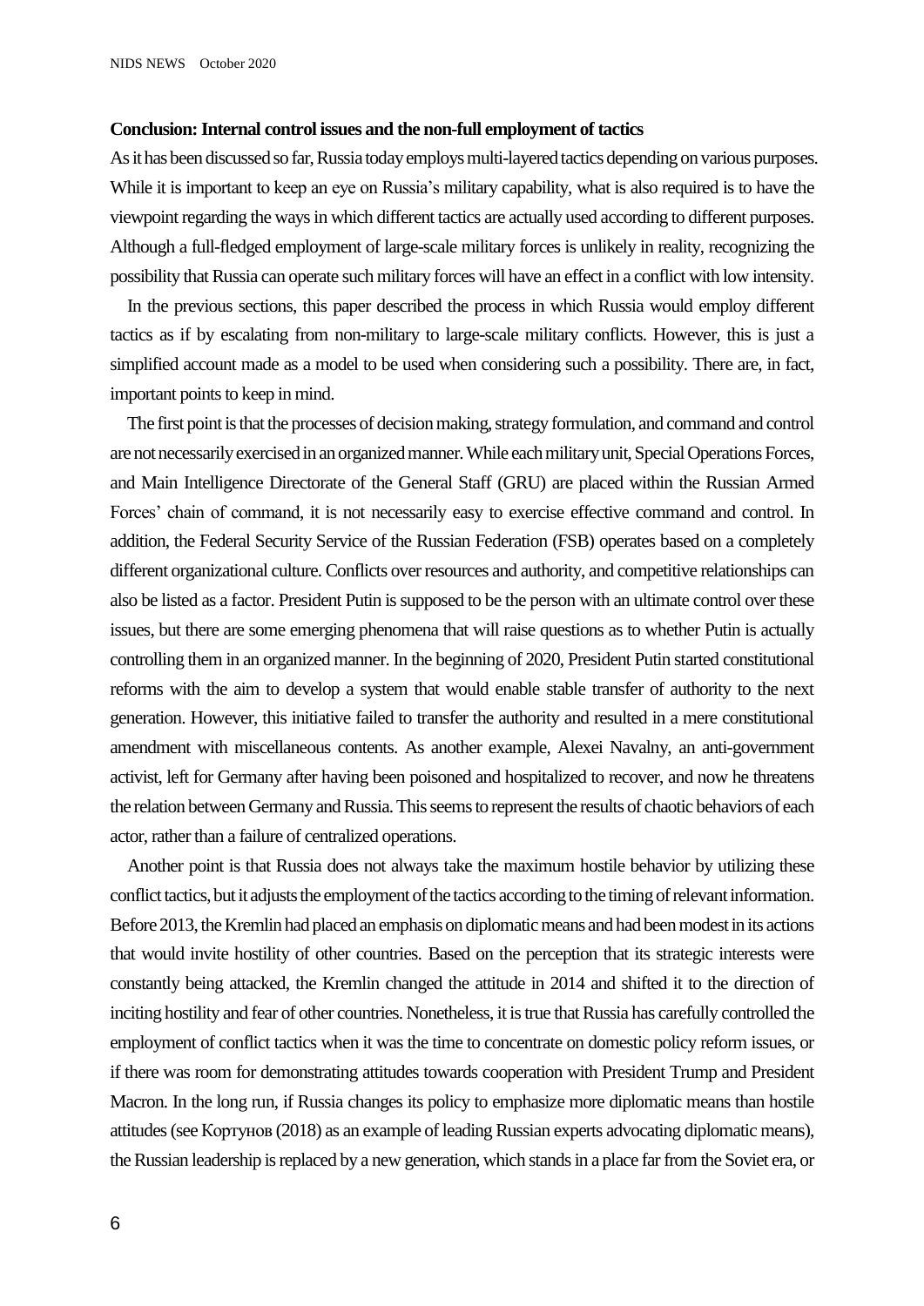### Conclusion: Internal control issues and the non-full employment of tactics

As it has been discussed so far, Russia today employs multi-layered tactics depending on various purposes. While it is important to keep an eye on Russia's military capability, what is also required is to have the viewpoint regarding the ways in which different tactics are actually used according to different purposes. Although a full-fledged employment of large-scale military forces is unlikely in reality, recognizing the possibility that Russia can operate such military forces will have an effect in a conflict with low intensity.

In the previous sections, this paper described the process in which Russia would employ different tactics as if by escalating from non-military to large-scale military conflicts. However, this is just a simplified account made as a model to be used when considering such a possibility. There are, in fact, important points to keep in mind.

The first point is that the processes of decision making, strategy formulation, and command and control are not necessarily exercised in an organized manner. While each military unit, Special Operations Forces, and Main Intelligence Directorate of the General Staff (GRU) are placed within the Russian Armed Forces' chain of command, it is not necessarily easy to exercise effective command and control. In addition, the Federal Security Service of the Russian Federation (FSB) operates based on a completely different organizational culture. Conflicts over resources and authority, and competitive relationships can also be listed as a factor. President Putin is supposed to be the person with an ultimate control over these issues, but there are some emerging phenomena that will raise questions as to whether Putin is actually controlling them in an organized manner. In the beginning of 2020, President Putin started constitutional reforms with the aim to develop a system that would enable stable transfer of authority to the next generation. However, this initiative failed to transfer the authority and resulted in a mere constitutional amendment with miscellaneous contents. As another example, Alexei Navalny, an anti-government activist, left for Germany after having been poisoned and hospitalized to recover, and now he threatens the relation between Germany and Russia. This seems to represent the results of chaotic behaviors of each actor, rather than a failure of centralized operations.

Another point is that Russia does not always take the maximum hostile behavior by utilizing these conflict tactics, but it adjusts the employment of the tactics according to the timing of relevant information. Before 2013, the Kremlin had placed an emphasis on diplomatic means and had been modest in its actions that would invite hostility of other countries. Based on the perception that its strategic interests were constantly being attacked, the Kremlin changed the attitude in 2014 and shifted it to the direction of inciting hostility and fear of other countries. Nonetheless, it is true that Russia has carefully controlled the employment of conflict tactics when it was the time to concentrate on domestic policy reform issues, or if there was room for demonstrating attitudes towards cooperation with President Trump and President Macron. In the long run, if Russia changes its policy to emphasize more diplomatic means than hostile attitudes (see Кортунов (2018) as an example of leading Russian experts advocating diplomatic means), the Russian leadership is replaced by a new generation, which stands in a place far from the Soviet era, or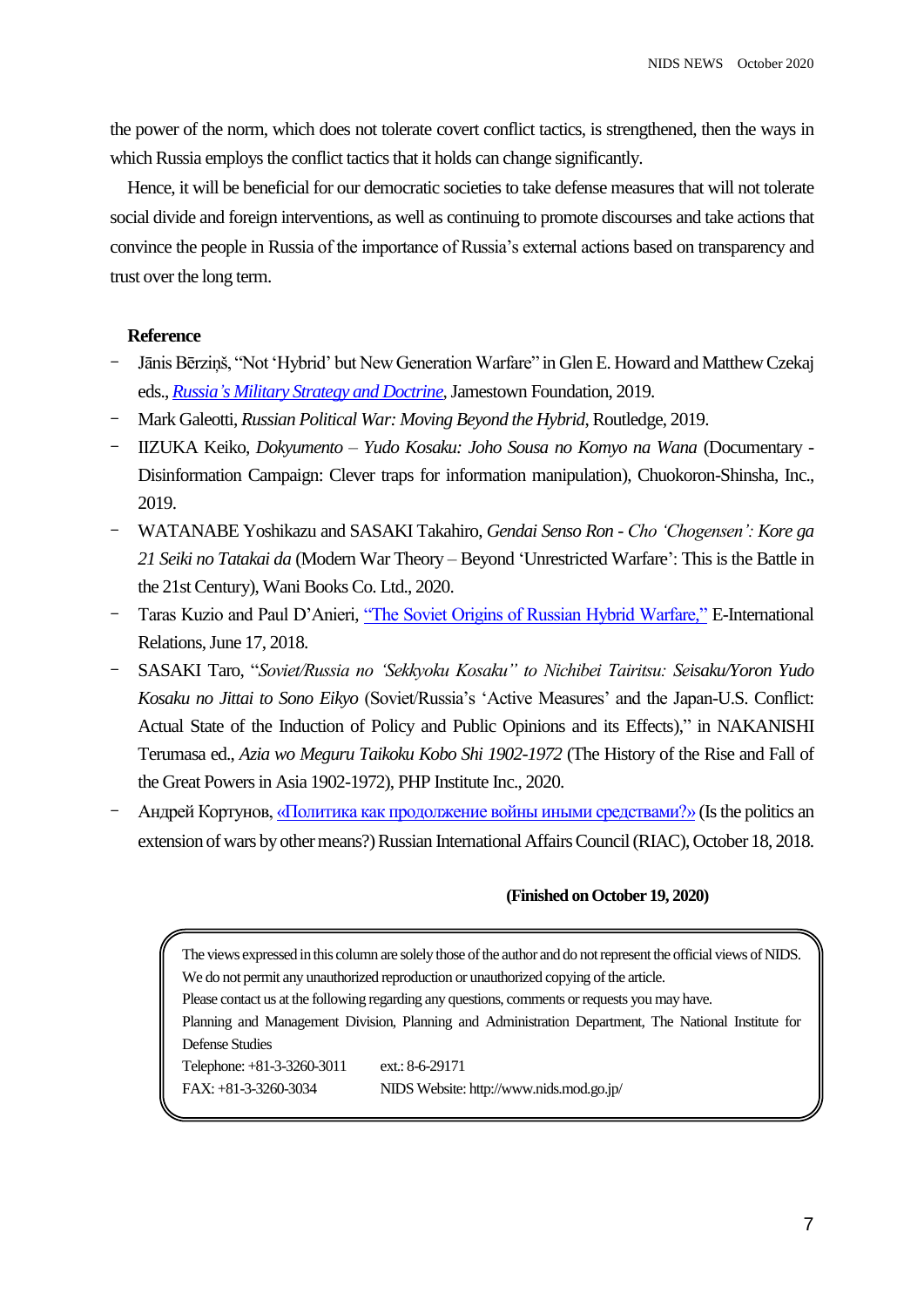the power of the norm, which does not tolerate covert conflict tactics, is strengthened, then the ways in which Russia employs the conflict tactics that it holds can change significantly.

Hence, it will be beneficial for our democratic societies to take defense measures that will not tolerate social divide and foreign interventions, as well as continuing to promote discourses and take actions that convince the people in Russia of the importance of Russia's external actions based on transparency and trust over the long term.

**Reference**

- Jānis Bērziņš, "Not 'Hybrid' but New Generation Warfare" in Glen E. Howard and Matthew Czekaj eds., *Russia's Military Strategy and Doctrine*, Jamestown Foundation, 2019.
- Mark Galeotti, *Russian Political War: Moving Beyond the Hybrid*, Routledge, 2019.
- IIZUKA Keiko, *Dokyumento – Yudo Kosaku: Joho Sousa no Komyo na Wana* (Documentary - Disinformation Campaign: Clever traps for information manipulation), Chuokoron-Shinsha, Inc., 2019.
- WATANABE Yoshikazu and SASAKI Takahiro, *Gendai Senso Ron - Cho 'Chogensen': Kore ga 21 Seiki no Tatakai da* (Modern War Theory – Beyond 'Unrestricted Warfare': This is the Battle in the 21st Century), Wani Books Co. Ltd., 2020.
- Taras Kuzio and Paul D'Anieri, "The Soviet Origins of Russian Hybrid Warfare," E-International Relations, June 17, 2018.
- SASAKI Taro, "*Soviet/Russia no 'Sekkyoku Kosaku" to Nichibei Tairitsu: Seisaku/Yoron Yudo Kosaku no Jittai to Sono Eikyo* (Soviet/Russia's 'Active Measures' and the Japan-U.S. Conflict: Actual State of the Induction of Policy and Public Opinions and its Effects)," in NAKANISHI Terumasa ed., *Azia wo Meguru Taikoku Kobo Shi 1902-1972* (The History of the Rise and Fall of the Great Powers in Asia 1902-1972), PHP Institute Inc., 2020.
- Андрей Кортунов, «Политика как продолжение войны иными средствами?» (Is the politics an extension of wars by other means?) Russian International Affairs Council (RIAC), October 18, 2018.

**(Finished on October 19, 2020)**

The views expressed in this column are solely those of the author and do not represent the official views of NIDS.
We do not permit any unauthorized reproduction or unauthorized copying of the article.
Please contact us at the following regarding any questions, comments or requests you may have.
Planning and Management Division, Planning and Administration Department, The National Institute for Defense Studies
Telephone: +81-3-3260-3011 ext.: 8-6-29171
FAX: +81-3-3260-3034 NIDS Website: http://www.nids.mod.go.jp/